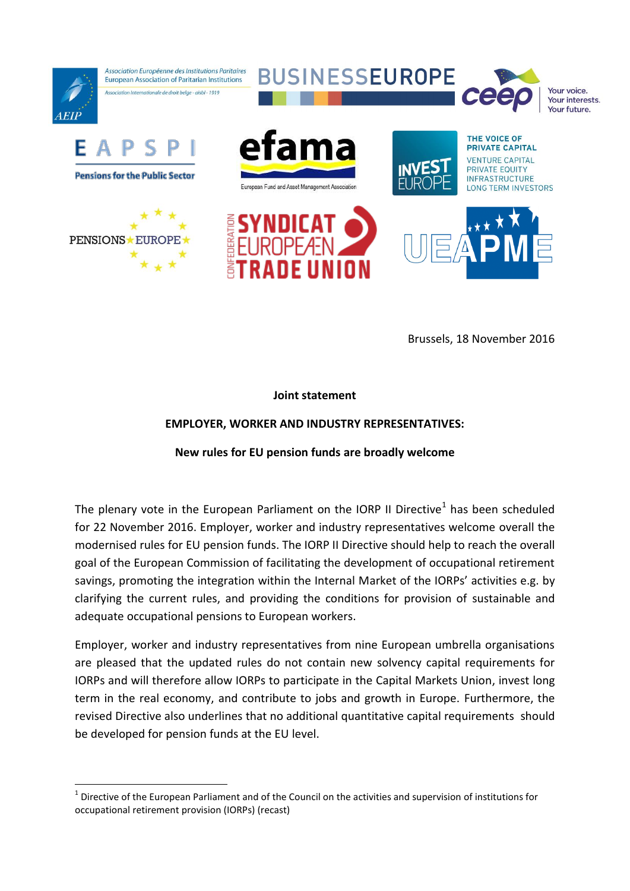Brussels, 18 November 2016

**Joint statement**

**EMPLOYER, WORKER AND INDUSTRY REPRESENTATIVES:**

**New rules for EU pension funds are broadly welcome**

The plenary vote in the European Parliament on the IORP II Directive[1] has been scheduled for 22 November 2016. Employer, worker and industry representatives welcome overall the modernised rules for EU pension funds. The IORP II Directive should help to reach the overall goal of the European Commission of facilitating the development of occupational retirement savings, promoting the integration within the Internal Market of the IORPs' activities e.g. by clarifying the current rules, and providing the conditions for provision of sustainable and adequate occupational pensions to European workers.

Employer, worker and industry representatives from nine European umbrella organisations are pleased that the updated rules do not contain new solvency capital requirements for IORPs and will therefore allow IORPs to participate in the Capital Markets Union, invest long term in the real economy, and contribute to jobs and growth in Europe. Furthermore, the revised Directive also underlines that no additional quantitative capital requirements should be developed for pension funds at the EU level.

[1] Directive of the European Parliament and of the Council on the activities and supervision of institutions for occupational retirement provision (IORPs) (recast)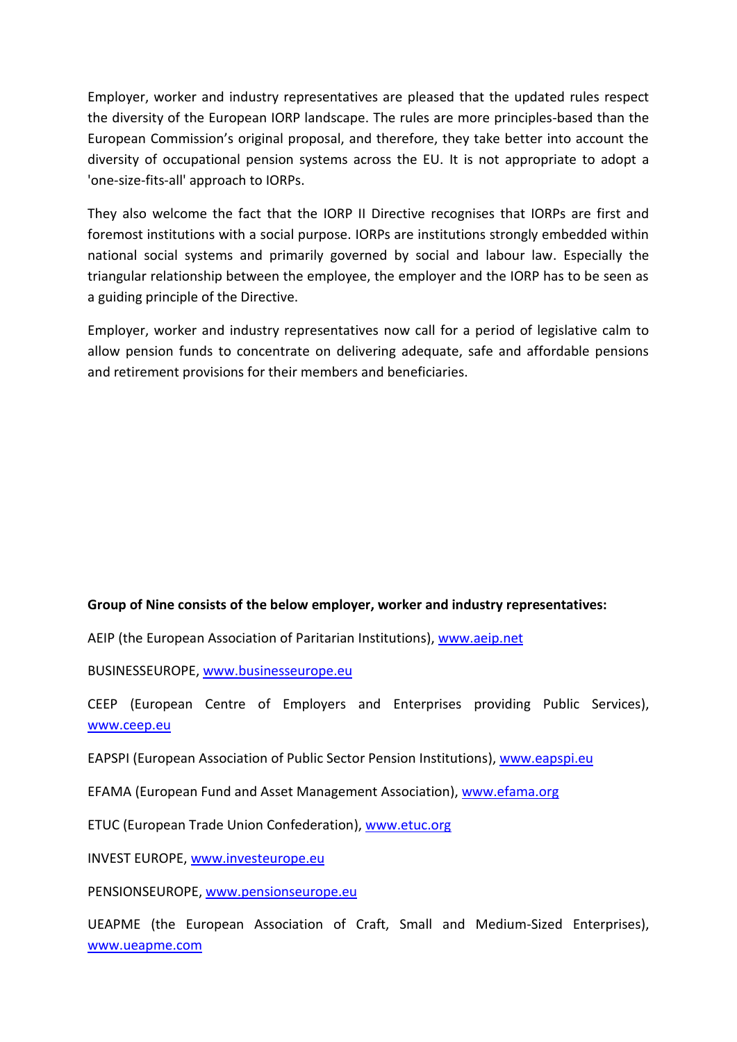Employer, worker and industry representatives are pleased that the updated rules respect the diversity of the European IORP landscape. The rules are more principles-based than the European Commission's original proposal, and therefore, they take better into account the diversity of occupational pension systems across the EU. It is not appropriate to adopt a 'one-size-fits-all' approach to IORPs.

They also welcome the fact that the IORP II Directive recognises that IORPs are first and foremost institutions with a social purpose. IORPs are institutions strongly embedded within national social systems and primarily governed by social and labour law. Especially the triangular relationship between the employee, the employer and the IORP has to be seen as a guiding principle of the Directive.

Employer, worker and industry representatives now call for a period of legislative calm to allow pension funds to concentrate on delivering adequate, safe and affordable pensions and retirement provisions for their members and beneficiaries.

**Group of Nine consists of the below employer, worker and industry representatives:**

AEIP (the European Association of Paritarian Institutions), www.aeip.net

BUSINESSEUROPE, www.businesseurope.eu

CEEP (European Centre of Employers and Enterprises providing Public Services), www.ceep.eu

EAPSPI (European Association of Public Sector Pension Institutions), www.eapspi.eu

EFAMA (European Fund and Asset Management Association), www.efama.org

ETUC (European Trade Union Confederation), www.etuc.org

INVEST EUROPE, www.investeurope.eu

PENSIONSEUROPE, www.pensionseurope.eu

UEAPME (the European Association of Craft, Small and Medium-Sized Enterprises), www.ueapme.com